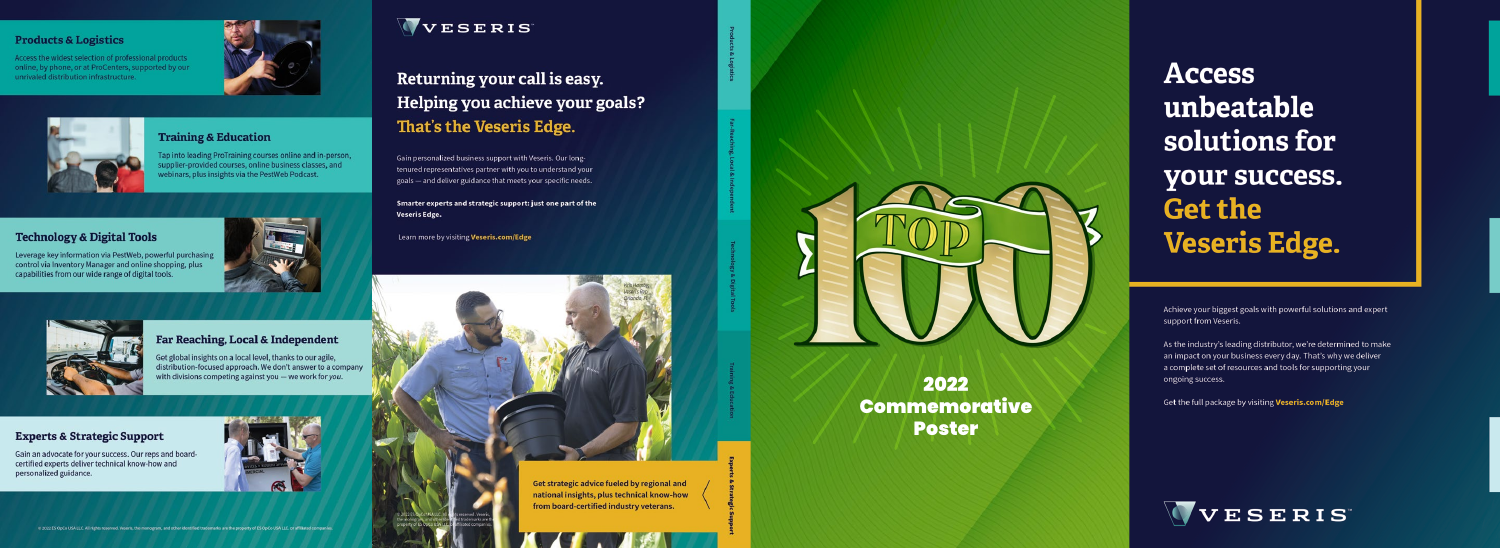## Products & Logistics

Access the widest selection of professional products online, by phone, or at ProCenters, supported by our unrivaled distribution infrastructure.

## Training & Education

Tap into leading ProTraining courses online and in-person, supplier-provided courses, online business classes, and webinars, plus insights via the PestWeb Podcast.

## Technology & Digital Tools

Leverage key information via PestWeb, powerful purchasing control via Inventory Manager and online shopping, plus capabilities from our wide range of digital tools.

## Far Reaching, Local & Independent

Get global insights on a local level, thanks to our agile, distribution-focused approach. We don't answer to a company with divisions competing against you — *we work for you.*

## Experts & Strategic Support

Gain an advocate for your success. Our reps and board-certified experts deliver technical know-how and personalized guidance.

© 2022 ES-OpCo USA LLC. All rights reserved. Veseris, the monogram, and other identified trademarks are the property of ES-OpCo USA LLC, or affiliated companies.

VESERIS

# Returning your call is easy. Helping you achieve your goals? That's the Veseris Edge.

Gain personalized business support with Veseris. Our long-tenured representatives partner with you to understand your goals — and deliver guidance that meets your specific needs.

**Smarter experts and strategic support: just one part of the Veseris Edge.**

Learn more by visiting **Veseris.com/Edge**

Get strategic advice fueled by regional and national insights, plus technical know-how from board-certified industry veterans.

Products & Logistics

Far-Reaching, Local & Independent

Technology & Digital Tools

Training & Education

Experts & Strategic Support

TOP 100

2022 Commemorative Poster

# Access unbeatable solutions for your success. Get the Veseris Edge.

Achieve your biggest goals with powerful solutions and expert support from Veseris.

As the industry's leading distributor, we're determined to make an impact on your business every day. That's why we deliver a complete set of resources and tools for supporting your ongoing success.

Get the full package by visiting **Veseris.com/Edge**

VESERIS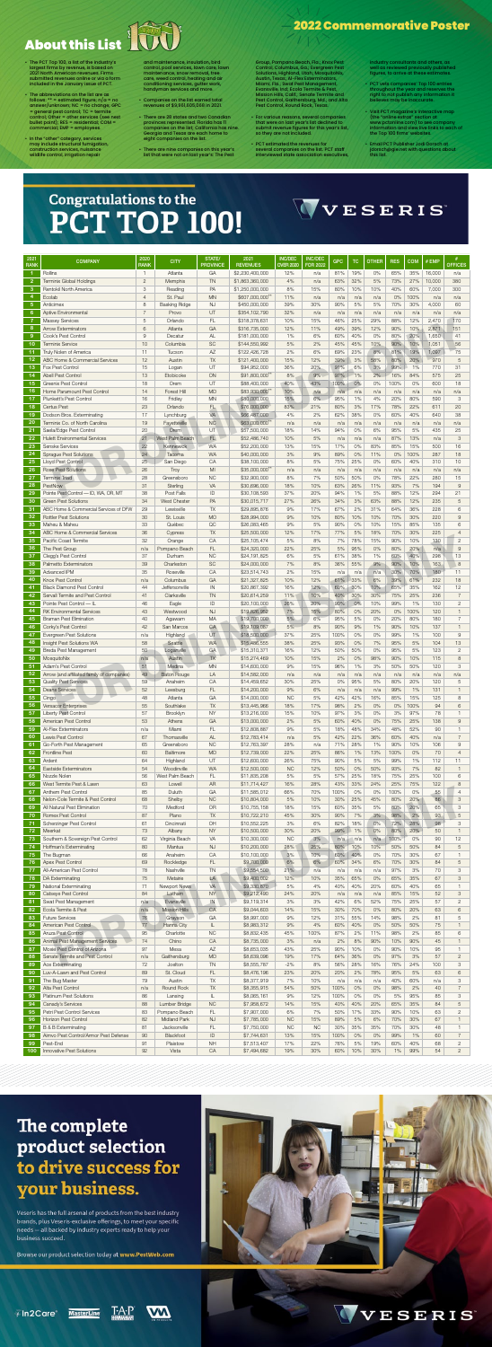## 2022 Commemorative Poster

# About this List

- The PCT Top 100 is a list of the industry's largest firms by revenue, is based on 2021 North American revenues. Firms submitted revenues online or via a form included in the January issue of PCT.
- The abbreviations on the list are as follows: ** = estimated figure; n/a = no answer/unknown; NC = no change, GPC = general pest control; TC = termite control; Other = other services (see next bullet point); RES = residential; COM = commercial; EMP = employees.
- In the "other" category, services may include structural fumigation, construction services, nuisance wildlife control, irrigation repair and maintenance, insulation, bird control, pool services, lawn care, lawn maintenance, snow removal, tree care, wood control, heating and air conditioning services, gutter work, handyman services and more.
- Companies on the list earned total revenues of $9,911,605,098 in 2021.
- There are 28 states and two Canadian provinces represented. Florida has 11 companies on the list; California has nine. Georgia and Texas are each home to eight companies on the list.
- There are nine companies on this year's list that were not on last year's: The Pest Group, Pompano Beach, Fla.; Knox Pest Control, Columbus, Ga.; Evergreen Pest Solutions, Highland, Utah; Mosquitoless, Austin, Texas; Al-Flex Exterminators, Miami, Fla.; Swat Pest Management, Evansville, Ind.; Ecola Termite & Pest, Mission Hills, Calif.; Senate Termite and Pest Control, Gaithersburg, Md.; and Alta Pest Control, Round Rock, Texas.
- For various reasons, several companies that were on last year's list declined to submit revenue figures for this year's list, so they are not included.
- PCT estimated the revenues for several companies on the list. PCT staff interviewed state association executives, industry consultants and others, as well as reviewed previously published figures, to arrive at these estimates.
- PCT sells companies' Top 100 entries throughout the year and reserves the right to not publish any information it believes may be inaccurate.
- Visit PCT magazine's interactive map (the "online extras" section at www.pctonline.com) to see company information and view live links to each of the Top 100 firms' websites.
- Email PCT Publisher Jodi Dorsch at jdorsch@gie.net with questions about this list.

# Congratulations to the PCT TOP 100!

VESERIS

| 2021 RANK | COMPANY | 2020 RANK | CITY | STATE/ PROVINCE | 2021 REVENUES | INC/DEC OVER 2020 | INC/DEC FOR 2022 | GPC | TC | OTHER | RES | COM | # EMP | # OFFICES |
|---|---|---|---|---|---|---|---|---|---|---|---|---|---|---|
| 1 | Rollins | 1 | Atlanta | GA | $2,230,400,000 | 12% | n/a | 81% | 19% | 0% | 65% | 35% | 16,000 | n/a |
| 2 | Terminix Global Holdings | 2 | Memphis | TN | $1,863,360,000 | 4% | n/a | 63% | 32% | 5% | 73% | 27% | 10,000 | 380 |
| 3 | Rentokil North America | 3 | Reading | PA | $1,250,000,000 | 8% | 15% | 80% | 10% | 10% | 40% | 60% | 7,000 | 300 |
| 4 | Ecolab | 4 | St. Paul | MN | $607,000,000** | 11% | n/a | n/a | n/a | n/a | 0% | 100% | n/a | n/a |
| 5 | Anticimex | 8 | Basking Ridge | NJ | $450,000,000 | 39% | 30% | 90% | 5% | 5% | 70% | 30% | 4,000 | 60 |
| 6 | Aptive Environmental | 7 | Provo | UT | $354,102,790 | 32% | n/a | n/a | n/a | n/a | n/a | n/a | n/a | n/a |
| 7 | Massey Services | 5 | Orlando | FL | $318,378,631 | 10% | 15% | 46% | 25% | 29% | 88% | 12% | 2,470 | 170 |
| 8 | Arrow Exterminators | 6 | Atlanta | GA | $316,735,000 | 12% | 11% | 49% | 39% | 12% | 90% | 10% | 2,871 | 151 |
| 9 | Cook's Pest Control | 9 | Decatur | AL | $181,000,000 | 1% | 6% | 60% | 40% | 0% | 80% | 20% | 1,657 | 41 |
| 10 | Terminix Service | 10 | Columbia | SC | $144,550,992 | 5% | 2% | 45% | 45% | 10% | 90% | 10% | 1,051 | 56 |
| 11 | Truly Nolen of America | 11 | Tucson | AZ | $122,426,728 | 2% | 6% | 69% | 23% | 8% | 81% | 19% | 1,087 | 75 |
| 12 | ABC Home & Commercial Services | 12 | Austin | TX | $121,400,000 | 15% | 12% | 30% | 5% | 65% | 80% | 20% | 970 | 5 |
| 13 | Fox Pest Control | 15 | Logan | UT | $94,852,000 | 36% | 20% | 91% | 0% | 9% | 99% | 1% | 770 | 31 |
| 14 | Abell Pest Control | 13 | Etobicoke | ON | $91,800,000** | 8% | 8% | 85% | 1% | 14% | 16% | 84% | 575 | 25 |
| 15 | Greenix Pest Control | 18 | Orem | UT | $88,400,000 | 40% | 42% | 100% | 0% | 0% | 100% | 0% | 600 | 18 |
| 16 | Home Paramount Pest Control | 14 | Forest Hill | MD | $83,000,000** | 10% | n/a | n/a | n/a | n/a | n/a | n/a | n/a | n/a |
| 17 | Plunkett's Pest Control | 16 | Fridley | MN | $80,000,000 | 15% | 0% | 95% | 1% | 4% | 20% | 80% | 590 | 3 |
| 18 | Certus Pest | 23 | Orlando | FL | $76,000,000 | 83% | 21% | 60% | 3% | 11% | 78% | 22% | 611 | 20 |
| 19 | Dodson Bros. Exterminating | 17 | Lynchburg | VA | $66,487,000 | 4% | 2% | 62% | 38% | 0% | 60% | 40% | 640 | 38 |
| 20 | Terminix Co. of North Carolina | 19 | Fayetteville | NC | $63,000,000** | n/a | n/a | n/a | n/a | n/a | n/a | n/a | n/a | n/a |
| 21 | Saela/Edge Pest Control | 20 | Orem | UT | $57,500,000 | 18% | 14% | 94% | 0% | 6% | 95% | 5% | 435 | 25 |
| 22 | Hulett Environmental Services | 21 | West Palm Beach | FL | $52,486,740 | 10% | 5% | n/a | n/a | n/a | 87% | 13% | n/a | 3 |
| 23 | Senske Services | 22 | Kennewick | WA | $52,200,000 | 13% | 15% | 17% | 0% | 83% | 85% | 15% | 500 | 16 |
| 24 | Sprague Pest Solutions | 24 | Tacoma | WA | $40,000,000 | 3% | 9% | 89% | 0% | 11% | 0% | 100% | 287 | 18 |
| 25 | Lloyd Pest Control | 25 | San Diego | CA | $38,100,000 | 8% | 5% | 75% | 25% | 0% | 60% | 40% | 310 | 10 |
| 26 | Rose Pest Solutions | 26 | Troy | MI | $35,000,000** | n/a | n/a | n/a | n/a | n/a | n/a | n/a | n/a | n/a |
| 27 | Terminix Intl. | 28 | Greensboro | NC | $32,900,000 | 8% | 7% | 50% | 50% | 0% | 78% | 22% | 280 | 15 |
| 28 | PestNow | 31 | Sterling | VA | $30,696,000 | 18% | 10% | 63% | 26% | 11% | 93% | 7% | 194 | 9 |
| 29 | Pointe Pest Control — ID, WA, OR, MT | 38 | Post Falls | ID | $30,108,593 | 37% | 20% | 94% | 1% | 5% | 88% | 12% | 294 | 21 |
| 30 | Green Pest Solutions | 34 | West Chester | PA | $30,075,717 | 27% | 26% | 34% | 3% | 63% | 88% | 12% | 235 | 5 |
| 31 | ABC Home & Commercial Services of DFW | 29 | Lewisville | TX | $29,695,676 | 9% | 17% | 67% | 2% | 31% | 64% | 36% | 228 | 6 |
| 32 | Rottler Pest Solutions | 30 | St. Louis | MO | $28,994,000 | 9% | 10% | 60% | 10% | 10% | 70% | 30% | 220 | 9 |
| 33 | Maheu & Maheu | 33 | Quebec | QC | $26,083,485 | 9% | 5% | 90% | 0% | 10% | 15% | 85% | 135 | 6 |
| 34 | ABC Home & Commercial Services | 36 | Cypress | TX | $25,500,000 | 12% | 17% | 77% | 5% | 18% | 70% | 30% | 225 | 4 |
| 35 | Pacific Coast Termite | 32 | Orange | CA | $25,105,474 | 5% | 8% | 7% | 78% | 15% | 90% | 10% | 130 | 2 |
| 36 | The Pest Group | n/a | Pompano Beach | FL | $24,320,000 | 22% | 25% | 5% | 95% | 0% | 80% | 20% | n/a | 9 |
| 37 | Clegg's Pest Control | 37 | Durham | NC | $24,191,825 | 6% | 5% | 61% | 38% | 1% | 60% | 40% | 206 | 13 |
| 38 | Palmetto Exterminators | 39 | Charleston | SC | $24,000,000 | 7% | 5% | 36% | 55% | 9% | 90% | 10% | 163 | 8 |
| 39 | Advanced IPM | 35 | Roseville | CA | $23,514,743 | 2% | 15% | n/a | n/a | n/a | 30% | 70% | 160 | 11 |
| 40 | Knox Pest Control | n/a | Columbus | GA | $21,327,825 | 10% | 12% | 61% | 33% | 6% | 39% | 61% | 232 | 18 |
| 41 | Black Diamond Pest Control | 44 | Jeffersonville | IN | $20,667,392 | 16% | 18% | 60% | 30% | 10% | 80% | 20% | 162 | 12 |
| 42 | Sarvall Termite and Pest Control | 41 | Clarksville | TN | $20,614,259 | 11% | 10% | 40% | 30% | 30% | 75% | 25% | 236 | 7 |
| 43 | Pointe Pest Control — IL | 46 | Eagle | ID | $20,100,000 | 26% | 20% | 90% | 0% | 10% | 99% | 1% | 130 | 2 |
| 44 | PR Environmental Services | 43 | Westwood | NJ | $19,926,952 | 7% | 18% | 80% | 0% | 20% | 0% | 100% | 120 | 5 |
| 45 | Braman Pest Elimination | 40 | Agawam | MA | $19,700,000 | 5% | 6% | 95% | 5% | 0% | 20% | 80% | 180 | 7 |
| 46 | Corky's Pest Control | 42 | San Marcos | CA | $19,109,087 | 5% | 8% | 86% | 3% | 11% | 90% | 10% | 137 | 1 |
| 47 | Evergreen Pest Solutions | n/a | Highland | UT | $18,500,000 | 37% | 25% | 100% | 0% | 0% | 99% | 1% | 100 | 9 |
| 48 | Insight Pest Solutions WA | 58 | Seattle | WA | $15,466,555 | 38% | 25% | 93% | 0% | 7% | 95% | 5% | 104 | 13 |
| 49 | Bests Pest Management | 50 | Loganville | GA | $15,310,371 | 16% | 12% | 50% | 50% | 0% | 95% | 5% | 123 | 2 |
| 50 | MosquitoNix | n/a | Austin | TX | $15,274,469 | 10% | 15% | 2% | 0% | 98% | 90% | 10% | 115 | 8 |
| 51 | Adam's Pest Control | 51 | Medina | MN | $14,600,000 | 9% | 15% | 96% | 1% | 3% | 50% | 50% | 120 | 3 |
| 52 | Arrow (and affiliated family of companies) | 49 | Baton Rouge | LA | $14,582,000 | n/a | n/a | n/a | n/a | n/a | n/a | n/a | n/a | n/a |
| 53 | Quality Pest Services | 59 | Anaheim | CA | $14,459,652 | 30% | 25% | 0% | 95% | 5% | 80% | 20% | 120 | 5 |
| 54 | Slug-a-Bug | 52 | Leesburg | FL | $14,200,000 | 9% | 6% | n/a | n/a | n/a | 99% | 1% | 131 | 1 |
| 55 | Cingo | 48 | Atlanta | GA | $14,000,000 | NC | 5% | 42% | 42% | 16% | 85% | 15% | 125 | 8 |
| 56 | Vesecal Enterprises | 55 | Southlake | TX | $13,445,966 | 18% | 17% | 98% | 2% | 0% | 0% | 100% | 94 | 6 |
| 57 | Liberty Pest Control | 57 | Brooklyn | NY | $13,216,000 | 15% | 10% | 97% | 3% | 0% | 3% | 97% | 78 | 1 |
| 58 | American Pest Control | 53 | Athens | GA | $13,000,000 | 2% | 5% | 60% | 40% | 0% | 75% | 25% | 138 | 9 |
| 59 | Al-Flex Exterminators | n/a | Miami | FL | $12,808,897 | 9% | 5% | 18% | 48% | 34% | 48% | 52% | 90 | 1 |
| 60 | Lewis Pest Control | 67 | Thomasville | AL | $12,783,414 | n/a | 5% | 40% | 22% | 38% | 60% | 40% | n/a | 7 |
| 61 | Go-Forth Pest Management | 65 | Greensboro | NC | $12,763,397 | 28% | n/a | 71% | 28% | 1% | 90% | 10% | 106 | 9 |
| 62 | Frontline Pest | 60 | Baltimore | MD | $12,739,000 | 23% | 25% | 86% | 1% | 13% | 100% | 0% | 73 | 4 |
| 63 | Ardent | 64 | Highland | UT | $12,600,000 | 26% | 75% | 90% | 5% | 5% | 99% | 1% | 112 | 11 |
| 64 | Eastside Exterminators | 54 | Woodinville | WA | $12,500,000 | NC | 12% | 50% | 0% | 50% | 93% | 7% | 82 | 1 |
| 65 | Nozzle Nolen | 56 | West Palm Beach | FL | $11,805,208 | 1% | 5% | 57% | 25% | 18% | 75% | 25% | 100 | 6 |
| 66 | West Termite Pest & Lawn | 63 | Lowell | AR | $11,714,427 | 16% | 28% | 43% | 33% | 24% | 25% | 75% | 122 | 8 |
| 67 | Anthem Pest Control | 85 | Duluth | GA | $11,585,012 | 66% | 70% | 100% | 0% | 0% | 100% | 0% | 85 | 4 |
| 68 | Paison-Cole Termite & Pest Control | 68 | Shelby | NC | $10,804,000 | 5% | 10% | 30% | 25% | 45% | 80% | 20% | 86 | 5 |
| 69 | All Natural Pest Elimination | 70 | Medford | OR | $10,755,158 | 18% | 15% | 60% | 35% | 5% | 80% | 20% | 65 | 3 |
| 70 | Romeo Pest Control | 87 | Plano | TX | $10,722,210 | 45% | 30% | 90% | 7% | 3% | 88% | 12% | 93 | 5 |
| 71 | Schendinger Pest Control | 61 | Cincinnati | OH | $10,552,225 | 3% | 6% | 82% | 18% | 0% | 72% | 28% | 98 | 3 |
| 72 | Meerkat | 73 | Albany | NY | $10,500,000 | 30% | 20% | 99% | 1% | 0% | 80% | 20% | 50 | 1 |
| 73 | Southern & Sovereign Pest Control | 62 | Virginia Beach | VA | $10,300,000 | NC | 3% | n/a | n/a | n/a | 100% | 0% | 90 | 12 |
| 74 | Hoffman's Exterminating | 80 | Mantua | NJ | $10,200,000 | 28% | 25% | 80% | 10% | 10% | 50% | 50% | 84 | 5 |
| 75 | The Bugman | 66 | Anaheim | CA | $10,100,000 | 3% | 10% | 50% | 45% | 5% | 70% | 30% | 67 | 1 |
| 76 | Apex Pest Control | 69 | Rockledge | FL | $9,700,000 | 6% | 6% | 62% | 34% | 6% | 70% | 30% | 84 | 5 |
| 77 | All-American Pest Control | 78 | Nashville | TN | $9,654,500 | 21% | n/a | n/a | n/a | n/a | 97% | 3% | 70 | 3 |
| 78 | DA Exterminating | 75 | Metairie | LA | $9,460,652 | 13% | 10% | 35% | 65% | 0% | 85% | 15% | 67 | 3 |
| 79 | National Exterminating | 71 | Newport News | VA | $9,330,870 | 5% | 4% | 40% | 40% | 20% | 60% | 40% | 65 | 1 |
| 80 | Catseye Pest Control | 84 | Latham | NY | $9,212,490 | 24% | 20% | n/a | n/a | n/a | 85% | 15% | 52 | 3 |
| 81 | Swat Pest Management | n/a | Evansville | IN | $9,119,314 | 3% | 3% | 42% | 6% | 52% | 75% | 25% | 57 | 2 |
| 82 | Ecola Termite & Pest | n/a | Mission Hills | CA | $9,044,603 | 14% | 15% | 30% | 70% | 0% | 80% | 20% | 63 | 6 |
| 83 | Future Services | 76 | Grayson | GA | $8,997,000 | 9% | 12% | 31% | 55% | 14% | 98% | 2% | 61 | 5 |
| 84 | American Pest Control | 77 | Harris City | IL | $8,983,312 | 3% | 4% | 60% | 40% | 0% | 50% | 50% | 75 | 1 |
| 85 | Arura Pest Control | 95 | Charlotte | NC | $8,832,435 | 45% | 100% | 87% | 2% | 11% | 98% | 2% | 85 | 6 |
| 86 | Animal Pest Management Services | 74 | Chino | CA | $8,735,000 | 3% | n/a | 2% | 8% | 90% | 10% | 90% | 45 | 1 |
| 87 | Mcaw Pest Control of Arizona | 97 | Mesa | AZ | $8,653,035 | 43% | 25% | 90% | 10% | 0% | 90% | 10% | 95 | 1 |
| 88 | Senate Termite and Pest Control | n/a | Gaithersburg | MD | $8,639,096 | 19% | 17% | 64% | 36% | 0% | 97% | 3% | 57 | 2 |
| 89 | Ace Exterminating | 72 | Joelton | TN | $8,555,787 | 2% | 8% | 56% | 26% | 18% | 76% | 24% | 100 | 3 |
| 90 | Lux-A-Lawn and Pest Control | 89 | St. Cloud | FL | $8,476,196 | 23% | 20% | 20% | 2% | 78% | 95% | 5% | 63 | 6 |
| 91 | The Bug Master | 79 | Austin | TX | $8,377,919 | 7% | 10% | n/a | n/a | n/a | 40% | 60% | n/a | 3 |
| 92 | Alta Pest Control | n/a | Round Rock | TX | $8,385,915 | 54% | 50% | 100% | 0% | 0% | 98% | 2% | 40 | 7 |
| 93 | Platinum Pest Solutions | 86 | Lansing | IL | $8,085,161 | 9% | 12% | 100% | 0% | 0% | 5% | 95% | 85 | 3 |
| 94 | Canady's Services | 88 | Lumber Bridge | NC | $7,958,672 | 14% | 15% | 40% | 40% | 20% | 65% | 35% | 84 | 5 |
| 95 | Petri Pest Control Services | 83 | Pompano Beach | FL | $7,907,000 | 6% | 7% | 50% | 17% | 33% | 90% | 10% | 63 | 2 |
| 96 | Horizon Pest Control | 82 | Midland Park | NJ | $7,785,000 | NC | 15% | 89% | 5% | 6% | 70% | 30% | 67 | 1 |
| 97 | B & B Exterminating | 81 | Jacksonville | FL | $7,750,000 | NC | NC | 30% | 35% | 35% | 70% | 30% | 46 | 1 |
| 98 | Aimco Pest Control/Armor Pest Defense | 90 | Blackfoot | ID | $7,744,631 | 13% | 15% | 100% | 0% | 0% | 99% | 1% | 60 | 7 |
| 99 | Pest-End | 91 | Plaistow | NH | $7,513,407 | 17% | 22% | 76% | 5% | 19% | 60% | 40% | 68 | 2 |
| 100 | Innovative Pest Solutions | 92 | Vista | CA | $7,494,682 | 19% | 30% | 60% | 10% | 30% | 1% | 99% | 54 | 2 |

# The complete product selection to drive success for your business.

Veseris has the full arsenal of products from the best industry brands, plus Veseris-exclusive offerings, to meet your specific needs — all backed by industry experts ready to help your business succeed.

Browse our product selection today at **www.PestWeb.com**

In2Care | MasterLine | TAP | VESERIS